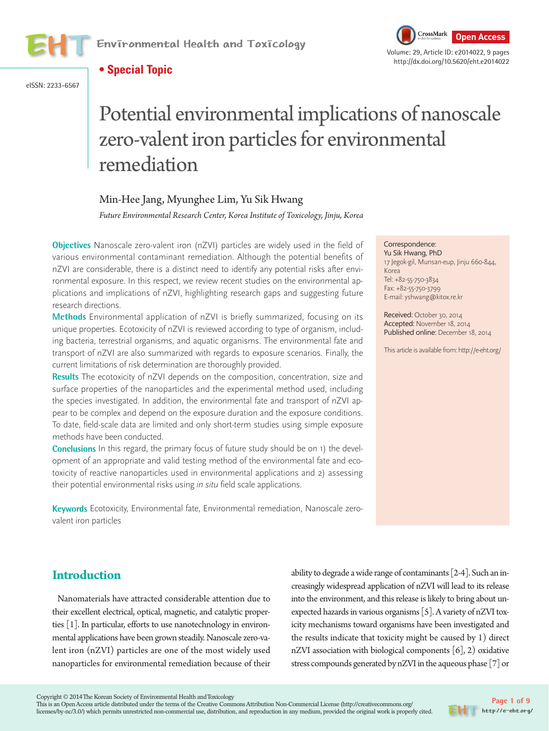• **Special Topic**

# Potential environmental implications of nanoscale zero-valent iron particles for environmental remediation

Min-Hee Jang, Myunghee Lim, Yu Sik Hwang

*Future Environmental Research Center, Korea Institute of Toxicology, Jinju, Korea*

**Objectives** Nanoscale zero-valent iron (nZVI) particles are widely used in the field of various environmental contaminant remediation. Although the potential benefits of nZVI are considerable, there is a distinct need to identify any potential risks after environmental exposure. In this respect, we review recent studies on the environmental applications and implications of nZVI, highlighting research gaps and suggesting future research directions.

**Methods** Environmental application of nZVI is briefly summarized, focusing on its unique properties. Ecotoxicity of nZVI is reviewed according to type of organism, including bacteria, terrestrial organisms, and aquatic organisms. The environmental fate and transport of nZVI are also summarized with regards to exposure scenarios. Finally, the current limitations of risk determination are thoroughly provided.

**Results** The ecotoxicity of nZVI depends on the composition, concentration, size and surface properties of the nanoparticles and the experimental method used, including the species investigated. In addition, the environmental fate and transport of nZVI appear to be complex and depend on the exposure duration and the exposure conditions. To date, field-scale data are limited and only short-term studies using simple exposure methods have been conducted.

**Conclusions** In this regard, the primary focus of future study should be on 1) the development of an appropriate and valid testing method of the environmental fate and ecotoxicity of reactive nanoparticles used in environmental applications and 2) assessing their potential environmental risks using *in situ* field scale applications.

**Keywords** Ecotoxicity, Environmental fate, Environmental remediation, Nanoscale zero-valent iron particles

Correspondence:
Yu Sik Hwang, PhD
17 Jegok-gil, Munsan-eup, Jinju 660-844, Korea
Tel: +82-55-750-3834
Fax: +82-55-750-3799
E-mail: yshwang@kitox.re.kr

**Received:** October 30, 2014
**Accepted:** November 18, 2014
**Published online:** December 18, 2014

This article is available from: http://e-eht.org/

## Introduction

Nanomaterials have attracted considerable attention due to their excellent electrical, optical, magnetic, and catalytic properties [1]. In particular, efforts to use nanotechnology in environmental applications have been grown steadily. Nanoscale zero-valent iron (nZVI) particles are one of the most widely used nanoparticles for environmental remediation because of their ability to degrade a wide range of contaminants [2-4]. Such an increasingly widespread application of nZVI will lead to its release into the environment, and this release is likely to bring about unexpected hazards in various organisms [5]. A variety of nZVI toxicity mechanisms toward organisms have been investigated and the results indicate that toxicity might be caused by 1) direct nZVI association with biological components [6], 2) oxidative stress compounds generated by nZVI in the aqueous phase [7] or

Copyright © 2014 The Korean Society of Environmental Health and Toxicology
This is an Open Access article distributed under the terms of the Creative Commons Attribution Non-Commercial License (http://creativecommons.org/licenses/by-nc/3.0/) which permits unrestricted non-commercial use, distribution, and reproduction in any medium, provided the original work is properly cited.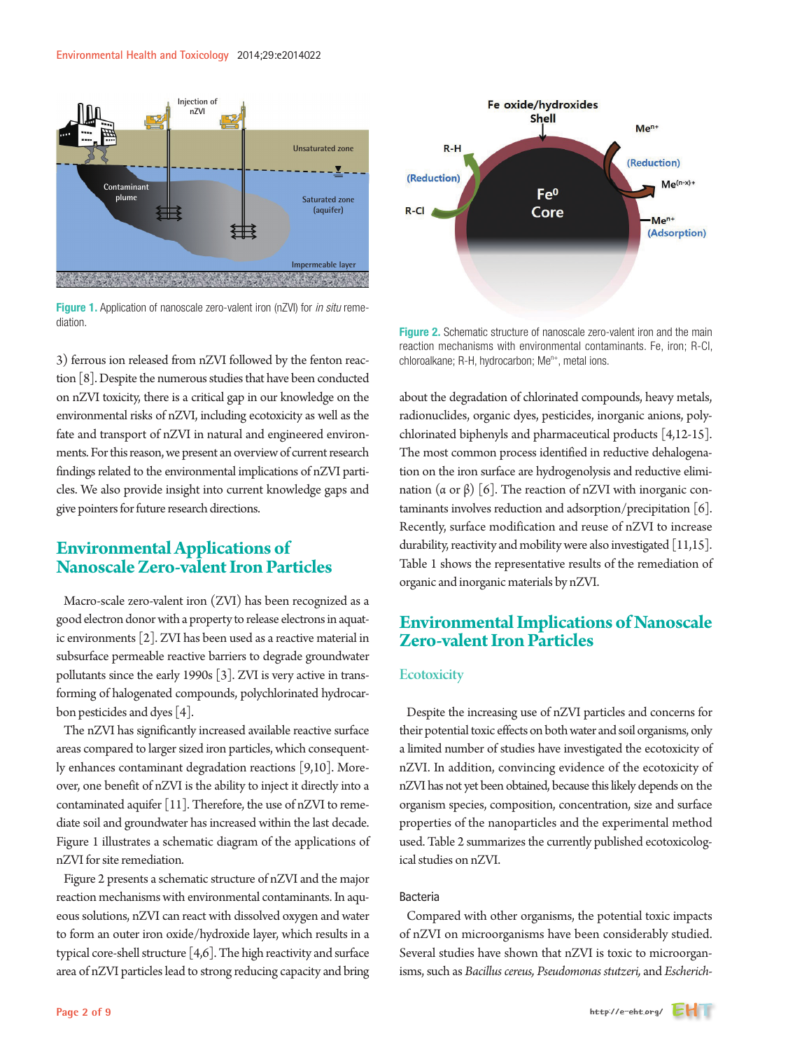Figure 1. Application of nanoscale zero-valent iron (nZVI) for *in situ* remediation.

Figure 2. Schematic structure of nanoscale zero-valent iron and the main reaction mechanisms with environmental contaminants. Fe, iron; R-Cl, chloroalkane; R-H, hydrocarbon; $Me^{n+}$, metal ions.

3) ferrous ion released from nZVI followed by the fenton reaction [8]. Despite the numerous studies that have been conducted on nZVI toxicity, there is a critical gap in our knowledge on the environmental risks of nZVI, including ecotoxicity as well as the fate and transport of nZVI in natural and engineered environments. For this reason, we present an overview of current research findings related to the environmental implications of nZVI particles. We also provide insight into current knowledge gaps and give pointers for future research directions.

## Environmental Applications of Nanoscale Zero-valent Iron Particles

Macro-scale zero-valent iron (ZVI) has been recognized as a good electron donor with a property to release electrons in aquatic environments [2]. ZVI has been used as a reactive material in subsurface permeable reactive barriers to degrade groundwater pollutants since the early 1990s [3]. ZVI is very active in transforming of halogenated compounds, polychlorinated hydrocarbon pesticides and dyes [4].

The nZVI has significantly increased available reactive surface areas compared to larger sized iron particles, which consequently enhances contaminant degradation reactions [9,10]. Moreover, one benefit of nZVI is the ability to inject it directly into a contaminated aquifer [11]. Therefore, the use of nZVI to remediate soil and groundwater has increased within the last decade. Figure 1 illustrates a schematic diagram of the applications of nZVI for site remediation.

Figure 2 presents a schematic structure of nZVI and the major reaction mechanisms with environmental contaminants. In aqueous solutions, nZVI can react with dissolved oxygen and water to form an outer iron oxide/hydroxide layer, which results in a typical core-shell structure [4,6]. The high reactivity and surface area of nZVI particles lead to strong reducing capacity and bring about the degradation of chlorinated compounds, heavy metals, radionuclides, organic dyes, pesticides, inorganic anions, polychlorinated biphenyls and pharmaceutical products [4,12-15]. The most common process identified in reductive dehalogenation on the iron surface are hydrogenolysis and reductive elimination (α or β) [6]. The reaction of nZVI with inorganic contaminants involves reduction and adsorption/precipitation [6]. Recently, surface modification and reuse of nZVI to increase durability, reactivity and mobility were also investigated [11,15]. Table 1 shows the representative results of the remediation of organic and inorganic materials by nZVI.

## Environmental Implications of Nanoscale Zero-valent Iron Particles

### Ecotoxicity

Despite the increasing use of nZVI particles and concerns for their potential toxic effects on both water and soil organisms, only a limited number of studies have investigated the ecotoxicity of nZVI. In addition, convincing evidence of the ecotoxicity of nZVI has not yet been obtained, because this likely depends on the organism species, composition, concentration, size and surface properties of the nanoparticles and the experimental method used. Table 2 summarizes the currently published ecotoxicological studies on nZVI.

#### Bacteria

Compared with other organisms, the potential toxic impacts of nZVI on microorganisms have been considerably studied. Several studies have shown that nZVI is toxic to microorganisms, such as *Bacillus cereus, Pseudomonas stutzeri,* and *Escherich-*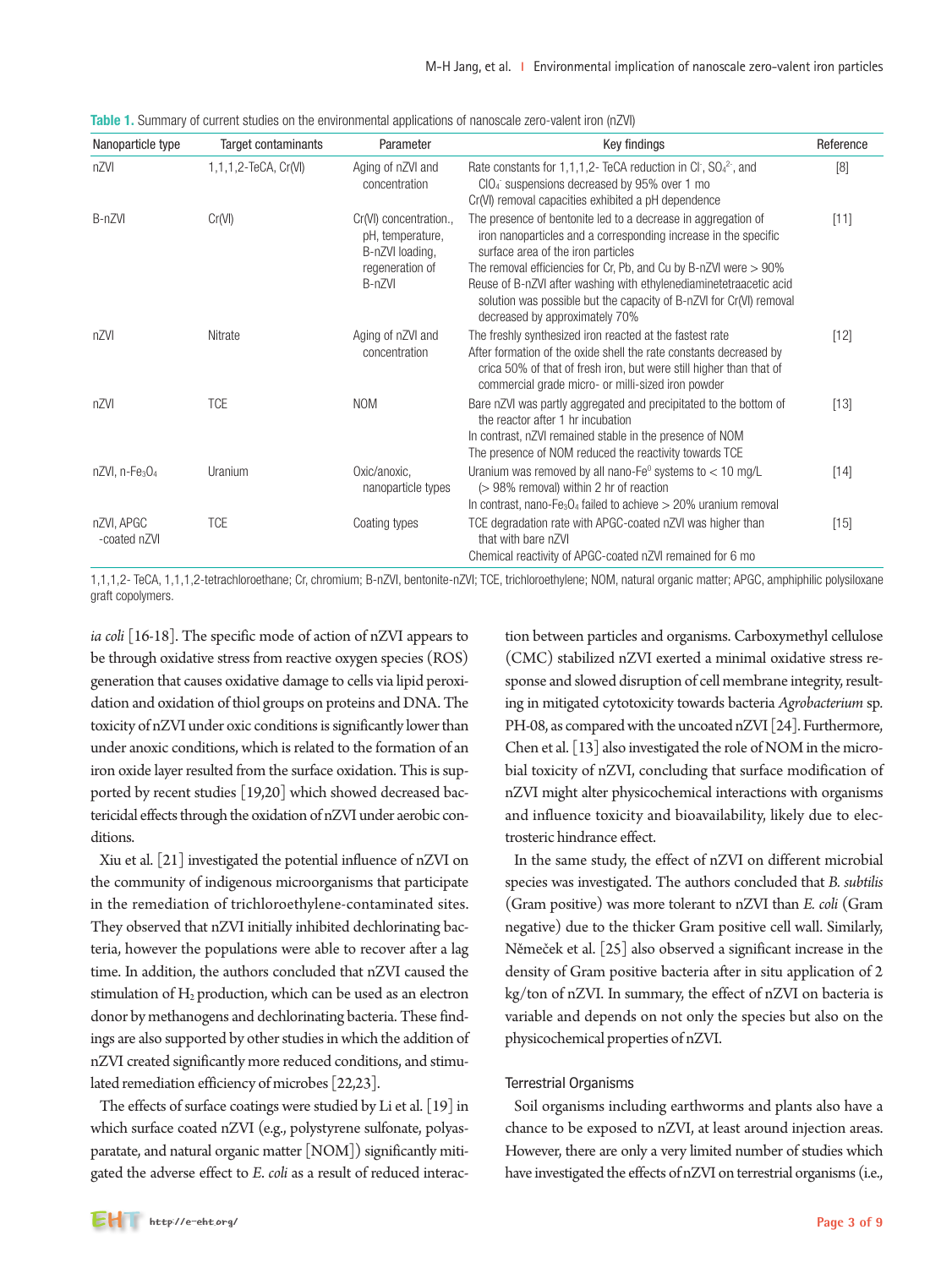**Table 1.** Summary of current studies on the environmental applications of nanoscale zero-valent iron (nZVI)

| Nanoparticle type | Target contaminants | Parameter | Key findings | Reference |
|---|---|---|---|---|
| nZVI | 1,1,1,2-TeCA, Cr(VI) | Aging of nZVI and concentration | Rate constants for 1,1,1,2- TeCA reduction in $Cl^-$, $SO_4^{2-}$, and $ClO_4^-$ suspensions decreased by 95% over 1 mo<br>Cr(VI) removal capacities exhibited a pH dependence | [8] |
| B-nZVI | Cr(VI) | Cr(VI) concentration., pH, temperature, B-nZVI loading, regeneration of B-nZVI | The presence of bentonite led to a decrease in aggregation of iron nanoparticles and a corresponding increase in the specific surface area of the iron particles<br>The removal efficiencies for Cr, Pb, and Cu by B-nZVI were > 90%<br>Reuse of B-nZVI after washing with ethylenediaminetetraacetic acid solution was possible but the capacity of B-nZVI for Cr(VI) removal decreased by approximately 70% | [11] |
| nZVI | Nitrate | Aging of nZVI and concentration | The freshly synthesized iron reacted at the fastest rate<br>After formation of the oxide shell the rate constants decreased by crica 50% of that of fresh iron, but were still higher than that of commercial grade micro- or milli-sized iron powder | [12] |
| nZVI | TCE | NOM | Bare nZVI was partly aggregated and precipitated to the bottom of the reactor after 1 hr incubation<br>In contrast, nZVI remained stable in the presence of NOM<br>The presence of NOM reduced the reactivity towards TCE | [13] |
| nZVI, n-$Fe_3O_4$ | Uranium | Oxic/anoxic, nanoparticle types | Uranium was removed by all nano-$Fe^0$ systems to < 10 mg/L (> 98% removal) within 2 hr of reaction<br>In contrast, nano-$Fe_3O_4$ failed to achieve > 20% uranium removal | [14] |
| nZVI, APGC -coated nZVI | TCE | Coating types | TCE degradation rate with APGC-coated nZVI was higher than that with bare nZVI<br>Chemical reactivity of APGC-coated nZVI remained for 6 mo | [15] |

1,1,1,2- TeCA, 1,1,1,2-tetrachloroethane; Cr, chromium; B-nZVI, bentonite-nZVI; TCE, trichloroethylene; NOM, natural organic matter; APGC, amphiphilic polysiloxane graft copolymers.

*ia coli* [16-18]. The specific mode of action of nZVI appears to be through oxidative stress from reactive oxygen species (ROS) generation that causes oxidative damage to cells via lipid peroxidation and oxidation of thiol groups on proteins and DNA. The toxicity of nZVI under oxic conditions is significantly lower than under anoxic conditions, which is related to the formation of an iron oxide layer resulted from the surface oxidation. This is supported by recent studies [19,20] which showed decreased bactericidal effects through the oxidation of nZVI under aerobic conditions.

Xiu et al. [21] investigated the potential influence of nZVI on the community of indigenous microorganisms that participate in the remediation of trichloroethylene-contaminated sites. They observed that nZVI initially inhibited dechlorinating bacteria, however the populations were able to recover after a lag time. In addition, the authors concluded that nZVI caused the stimulation of $H_2$ production, which can be used as an electron donor by methanogens and dechlorinating bacteria. These findings are also supported by other studies in which the addition of nZVI created significantly more reduced conditions, and stimulated remediation efficiency of microbes [22,23].

The effects of surface coatings were studied by Li et al. [19] in which surface coated nZVI (e.g., polystyrene sulfonate, polyaspartate, and natural organic matter [NOM]) significantly mitigated the adverse effect to *E. coli* as a result of reduced interaction between particles and organisms. Carboxymethyl cellulose (CMC) stabilized nZVI exerted a minimal oxidative stress response and slowed disruption of cell membrane integrity, resulting in mitigated cytotoxicity towards bacteria *Agrobacterium* sp. PH-08, as compared with the uncoated nZVI [24]. Furthermore, Chen et al. [13] also investigated the role of NOM in the microbial toxicity of nZVI, concluding that surface modification of nZVI might alter physicochemical interactions with organisms and influence toxicity and bioavailability, likely due to electrosteric hindrance effect.

In the same study, the effect of nZVI on different microbial species was investigated. The authors concluded that *B. subtilis* (Gram positive) was more tolerant to nZVI than *E. coli* (Gram negative) due to the thicker Gram positive cell wall. Similarly, Němeček et al. [25] also observed a significant increase in the density of Gram positive bacteria after in situ application of 2 kg/ton of nZVI. In summary, the effect of nZVI on bacteria is variable and depends on not only the species but also on the physicochemical properties of nZVI.

### Terrestrial Organisms

Soil organisms including earthworms and plants also have a chance to be exposed to nZVI, at least around injection areas. However, there are only a very limited number of studies which have investigated the effects of nZVI on terrestrial organisms (i.e.,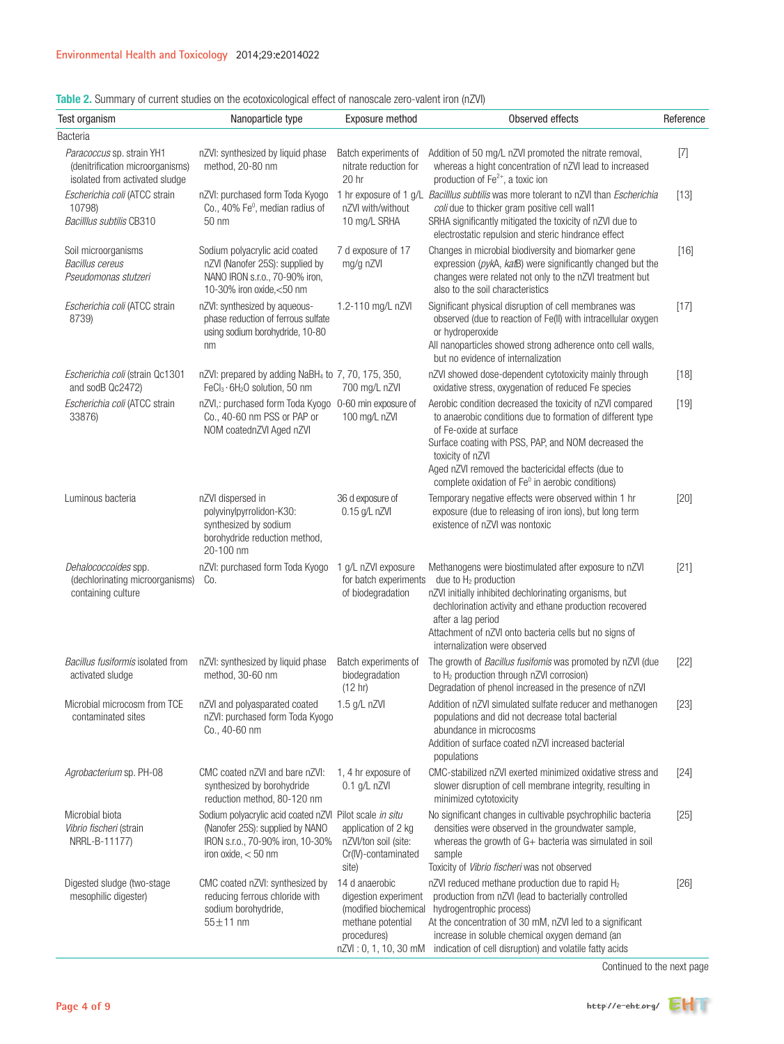**Table 2.** Summary of current studies on the ecotoxicological effect of nanoscale zero-valent iron (nZVI)

| Test organism | Nanoparticle type | Exposure method | Observed effects | Reference |
|---|---|---|---|---|
| Bacteria | | | | |
| *Paracoccus* sp. strain YH1 (denitrification microorganisms) isolated from activated sludge | nZVI: synthesized by liquid phase method, 20-80 nm | Batch experiments of nitrate reduction for 20 hr | Addition of 50 mg/L nZVI promoted the nitrate removal, whereas a hight concentration of nZVI lead to increased production of $Fe^{2+}$, a toxic ion | [7] |
| *Escherichia coli* (ATCC strain 10798) *Bacilllus subtilis* CB310 | nZVI: purchased form Toda Kyogo Co., 40% $Fe^0$, median radius of 50 nm | 1 hr exposure of 1 g/L nZVI with/without 10 mg/L SRHA | *Bacilllus subtilis* was more tolerant to nZVI than *Escherichia coli* due to thicker gram positive cell wall1<br>SRHA significantly mitigated the toxicity of nZVI due to electrostatic repulsion and steric hindrance effect | [13] |
| Soil microorganisms *Bacillus cereus* *Pseudomonas stutzeri* | Sodium polyacrylic acid coated nZVI (Nanofer 25S): supplied by NANO IRON s.r.o., 70-90% iron, 10-30% iron oxide,<50 nm | 7 d exposure of 17 mg/g nZVI | Changes in microbial biodiversity and biomarker gene expression (*pykA*, *katB*) were significantly changed but the changes were related not only to the nZVI treatment but also to the soil characteristics | [16] |
| *Escherichia coli* (ATCC strain 8739) | nZVI: synthesized by aqueous-phase reduction of ferrous sulfate using sodium borohydride, 10-80 nm | 1.2-110 mg/L nZVI | Significant physical disruption of cell membranes was observed (due to reaction of Fe(II) with intracellular oxygen or hydroperoxide<br>All nanoparticles showed strong adherence onto cell walls, but no evidence of internalization | [17] |
| *Escherichia coli* (strain Qc1301 and sodB Qc2472) | nZVI: prepared by adding $NaBH_4$ to $FeCl_3 \cdot 6H_2O$ solution, 50 nm | 7, 70, 175, 350, 700 mg/L nZVI | nZVI showed dose-dependent cytotoxicity mainly through oxidative stress, oxygenation of reduced Fe species | [18] |
| *Escherichia coli* (ATCC strain 33876) | nZVI,: purchased form Toda Kyogo Co., 40-60 nm PSS or PAP or NOM coatednZVI Aged nZVI | 0-60 min exposure of 100 mg/L nZVI | Aerobic condition decreased the toxicity of nZVI compared to anaerobic conditions due to formation of different type of Fe-oxide at surface<br>Surface coating with PSS, PAP, and NOM decreased the toxicity of nZVI<br>Aged nZVI removed the bactericidal effects (due to complete oxidation of $Fe^0$ in aerobic conditions) | [19] |
| Luminous bacteria | nZVI dispersed in polyvinylpyrrolidon-K30: synthesized by sodium borohydride reduction method, 20-100 nm | 36 d exposure of 0.15 g/L nZVI | Temporary negative effects were observed within 1 hr exposure (due to releasing of iron ions), but long term existence of nZVI was nontoxic | [20] |
| *Dehalococcoides* spp. (dechlorinating microorganisms) containing culture | nZVI: purchased form Toda Kyogo Co. | 1 g/L nZVI exposure for batch experiments of biodegradation | Methanogens were biostimulated after exposure to nZVI due to $H_2$ production<br>nZVI initially inhibited dechlorinating organisms, but dechlorination activity and ethane production recovered after a lag period<br>Attachment of nZVI onto bacteria cells but no signs of internalization were observed | [21] |
| *Bacillus fusiformis* isolated from activated sludge | nZVI: synthesized by liquid phase method, 30-60 nm | Batch experiments of biodegradation (12 hr) | The growth of *Bacillus fusifomis* was promoted by nZVI (due to $H_2$ production through nZVI corrosion)<br>Degradation of phenol increased in the presence of nZVI | [22] |
| Microbial microcosm from TCE contaminated sites | nZVI and polyasparated coated nZVI: purchased form Toda Kyogo Co., 40-60 nm | 1.5 g/L nZVI | Addition of nZVI simulated sulfate reducer and methanogen populations and did not decrease total bacterial abundance in microcosms<br>Addition of surface coated nZVI increased bacterial populations | [23] |
| *Agrobacterium* sp. PH-08 | CMC coated nZVI and bare nZVI: synthesized by borohydride reduction method, 80-120 nm | 1, 4 hr exposure of 0.1 g/L nZVI | CMC-stabilized nZVI exerted minimized oxidative stress and slower disruption of cell membrane integrity, resulting in minimized cytotoxicity | [24] |
| Microbial biota *Vibrio fischeri* (strain NRRL-B-11177) | Sodium polyacrylic acid coated nZVI (Nanofer 25S): supplied by NANO IRON s.r.o., 70-90% iron, 10-30% iron oxide, < 50 nm | Pilot scale *in situ* application of 2 kg nZVI/ton soil (site: Cr(IV)-contaminated site) | No significant changes in cultivable psychrophilic bacteria densities were observed in the groundwater sample, whereas the growth of G+ bacteria was simulated in soil sample<br>Toxicity of *Vibrio fischeri* was not observed | [25] |
| Digested sludge (two-stage mesophilic digester) | CMC coated nZVI: synthesized by reducing ferrous chloride with sodium borohydride, 55±11 nm | 14 d anaerobic digestion experiment (modified biochemical methane potential procedures)<br>nZVI : 0, 1, 10, 30 mM | nZVI reduced methane production due to rapid $H_2$ production from nZVI (lead to bacterially controlled hydrogentrophic process)<br>At the concentration of 30 mM, nZVI led to a significant increase in soluble chemical oxygen demand (an indication of cell disruption) and volatile fatty acids | [26] |

Continued to the next page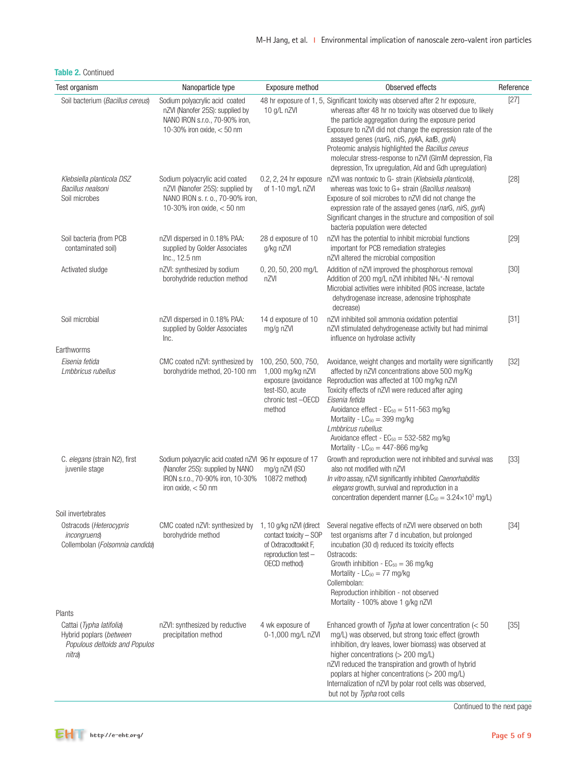**Table 2.** Continued

| Test organism | Nanoparticle type | Exposure method | Observed effects | Reference |
|---|---|---|---|---|
| Soil bacterium (*Bacillus cereus*) | Sodium polyacrylic acid coated nZVI (Nanofer 25S): supplied by NANO IRON s.r.o., 70-90% iron, 10-30% iron oxide, < 50 nm | 48 hr exposure of 1, 5, 10 g/L nZVI | Significant toxicity was observed after 2 hr exposure, whereas after 48 hr no toxicity was observed due to likely the particle aggregation during the exposure period<br>Exposure to nZVI did not change the expression rate of the assayed genes (*nar*G, *nir*S, *pyk*A, *kat*B, *gyr*A)<br>Proteomic analysis highlighted the *Bacillus cereus* molecular stress-response to nZVI (GlmM depression, Fla depression, Trx upregulation, Ald and Gdh upregulation) | [27] |
| *Klebsiella planticola DSZ*<br>*Bacillus nealsoni*<br>Soil microbes | Sodium polyacrylic acid coated nZVI (Nanofer 25S): supplied by NANO IRON s. r. o., 70-90% iron, 10-30% iron oxide, < 50 nm | 0.2, 2, 24 hr exposure of 1-10 mg/L nZVI | nZVI was nontoxic to G- strain (*Klebsiella planticola*), whereas was toxic to G+ strain (*Bacillus nealsoni*)<br>Exposure of soil microbes to nZVI did not change the expression rate of the assayed genes (*nar*G, *nir*S, *gyr*A)<br>Significant changes in the structure and composition of soil bacteria population were detected | [28] |
| Soil bacteria (from PCB contaminated soil) | nZVI dispersed in 0.18% PAA: supplied by Golder Associates Inc., 12.5 nm | 28 d exposure of 10 g/kg nZVI | nZVI has the potential to inhibit microbial functions important for PCB remediation strategies<br>nZVI altered the microbial composition | [29] |
| Activated sludge | nZVI: synthesized by sodium borohydride reduction method | 0, 20, 50, 200 mg/L nZVI | Addition of nZVI improved the phosphorous removal<br>Addition of 200 mg/L nZVI inhibited $NH_4^+$-N removal<br>Microbial activities were inhibited (ROS increase, lactate dehydrogenase increase, adenosine triphosphate decrease) | [30] |
| Soil microbial | nZVI dispersed in 0.18% PAA: supplied by Golder Associates Inc. | 14 d exposure of 10 mg/g nZVI | nZVI inhibited soil ammonia oxidation potential<br>nZVI stimulated dehydrogenease activity but had minimal influence on hydrolase activity | [31] |
| Earthworms | | | | |
| *Eisenia fetida*<br>*Lmbbricus rubellus* | CMC coated nZVI: synthesized by borohydride method, 20-100 nm | 100, 250, 500, 750, 1,000 mg/kg nZVI exposure (avoidance test-ISO, acute chronic test –OECD method) | Avoidance, weight changes and mortality were significantly affected by nZVI concentrations above 500 mg/Kg<br>Reproduction was affected at 100 mg/kg nZVI<br>Toxicity effects of nZVI were reduced after aging<br>*Eisenia fetida*<br>Avoidance effect - $EC_{50}$ = 511-563 mg/kg<br>Mortality - $LC_{50}$ = 399 mg/kg<br>*Lmbbricus rubellus*:<br>Avoidance effect - $EC_{50}$ = 532-582 mg/kg<br>Mortality - $LC_{50}$ = 447-866 mg/kg | [32] |
| C. *elegans* (strain N2), first juvenile stage | Sodium polyacrylic acid coated nZVI (Nanofer 25S): supplied by NANO IRON s.r.o., 70-90% iron, 10-30% iron oxide, < 50 nm | 96 hr exposure of 17 mg/g nZVI (ISO 10872 method) | Growth and reproduction were not inhibited and survival was also not modified with nZVI<br>*In vitro* assay, nZVI significantly inhibited *Caenorhabditis elegans* growth, survival and reproduction in a concentration dependent manner ($LC_{50}$ = $3.24\times10^3$ mg/L) | [33] |
| Soil invertebrates | | | | |
| Ostracods (*Heterocypris incongruens*)<br>Collembolan (*Folsomnia candida*) | CMC coated nZVI: synthesized by borohydride method | 1, 10 g/kg nZVI (direct contact toxicity – SOP of Oxtracodtoxkit F, reproduction test – OECD method) | Several negative effects of nZVI were observed on both test organisms after 7 d incubation, but prolonged incubation (30 d) reduced its toxicity effects<br>Ostracods:<br>Growth inhibition - $EC_{50}$ = 36 mg/kg<br>Mortality - $LC_{50}$ = 77 mg/kg<br>Collembolan:<br>Reproduction inhibition - not observed<br>Mortality - 100% above 1 g/kg nZVI | [34] |
| Plants | | | | |
| Cattai (*Typha latifolia*)<br>Hybrid poplars (*between Populus deltoids and Populus nitra*) | nZVI: synthesized by reductive precipitation method | 4 wk exposure of 0-1,000 mg/L nZVI | Enhanced growth of *Typha* at lower concentration (< 50 mg/L) was observed, but strong toxic effect (growth inhibition, dry leaves, lower biomass) was observed at higher concentrations (> 200 mg/L)<br>nZVI reduced the transpiration and growth of hybrid poplars at higher concentrations (> 200 mg/L)<br>Internalization of nZVI by polar root cells was observed, but not by *Typha* root cells | [35] |

Continued to the next page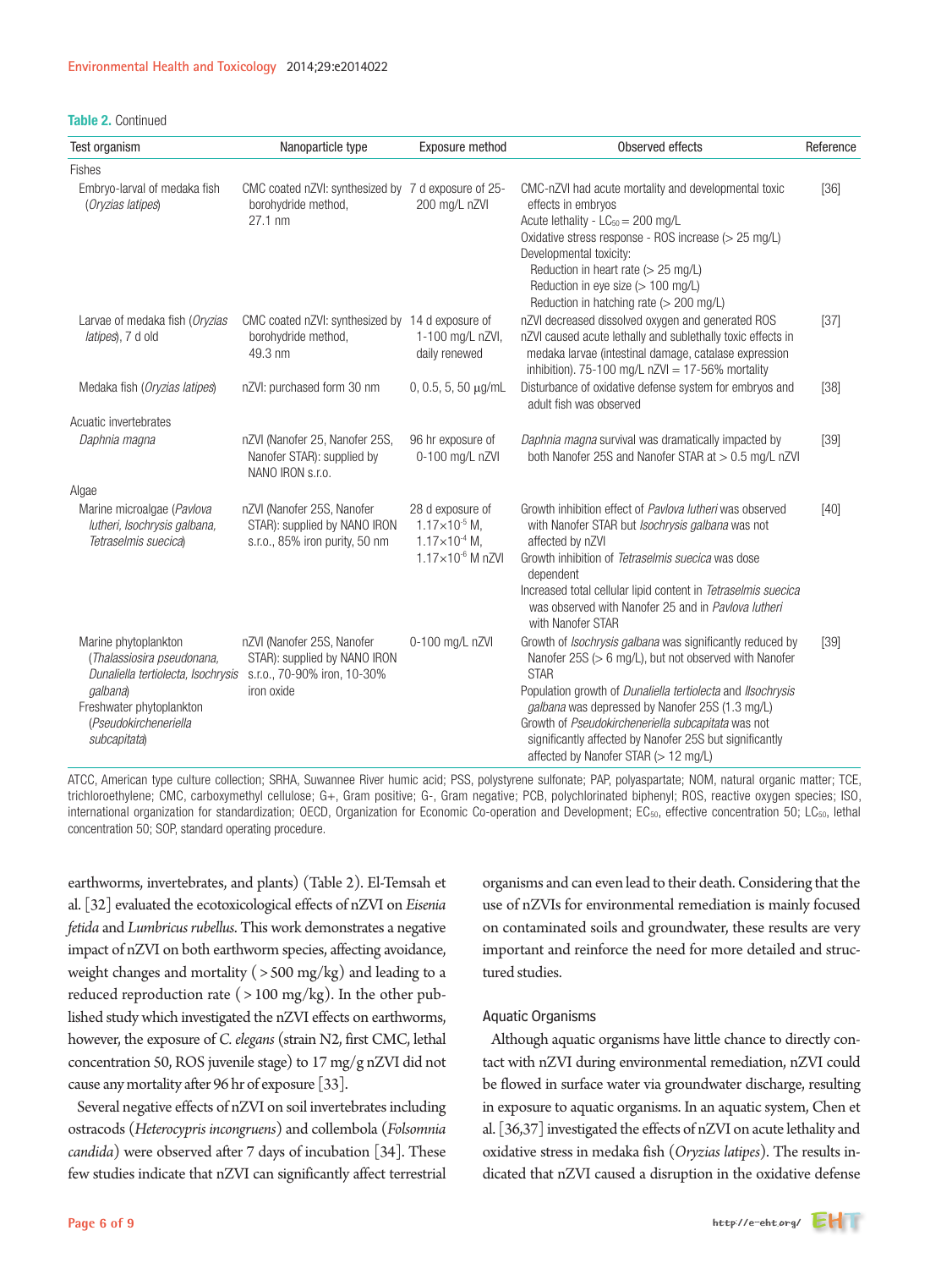**Table 2.** Continued

| Test organism | Nanoparticle type | Exposure method | Observed effects | Reference |
|---|---|---|---|---|
| Fishes | | | | |
| Embryo-larval of medaka fish (*Oryzias latipes*) | CMC coated nZVI: synthesized by borohydride method, 27.1 nm | 7 d exposure of 25-200 mg/L nZVI | CMC-nZVI had acute mortality and developmental toxic effects in embryos<br>Acute lethality - $LC_{50}$ = 200 mg/L<br>Oxidative stress response - ROS increase (> 25 mg/L)<br>Developmental toxicity:<br>Reduction in heart rate (> 25 mg/L)<br>Reduction in eye size (> 100 mg/L)<br>Reduction in hatching rate (> 200 mg/L) | [36] |
| Larvae of medaka fish (*Oryzias latipes*), 7 d old | CMC coated nZVI: synthesized by borohydride method, 49.3 nm | 14 d exposure of 1-100 mg/L nZVI, daily renewed | nZVI decreased dissolved oxygen and generated ROS nZVI caused acute lethally and sublethally toxic effects in medaka larvae (intestinal damage, catalase expression inhibition). 75-100 mg/L nZVI = 17-56% mortality | [37] |
| Medaka fish (*Oryzias latipes*) | nZVI: purchased form 30 nm | 0, 0.5, 5, 50 μg/mL | Disturbance of oxidative defense system for embryos and adult fish was observed | [38] |
| Acuatic invertebrates | | | | |
| *Daphnia magna* | nZVI (Nanofer 25, Nanofer 25S, Nanofer STAR): supplied by NANO IRON s.r.o. | 96 hr exposure of 0-100 mg/L nZVI | *Daphnia magna* survival was dramatically impacted by both Nanofer 25S and Nanofer STAR at > 0.5 mg/L nZVI | [39] |
| Algae | | | | |
| Marine microalgae (*Pavlova lutheri, Isochrysis galbana, Tetraselmis suecica*) | nZVI (Nanofer 25S, Nanofer STAR): supplied by NANO IRON s.r.o., 85% iron purity, 50 nm | 28 d exposure of $1.17\times10^{-5}$ M, $1.17\times10^{-4}$ M, $1.17\times10^{-6}$ M nZVI | Growth inhibition effect of *Pavlova lutheri* was observed with Nanofer STAR but *Isochrysis galbana* was not affected by nZVI<br>Growth inhibition of *Tetraselmis suecica* was dose dependent<br>Increased total cellular lipid content in *Tetraselmis suecica* was observed with Nanofer 25 and in *Pavlova lutheri* with Nanofer STAR | [40] |
| Marine phytoplankton (*Thalassiosira pseudonana, Dunaliella tertiolecta, Isochrysis galbana*)<br>Freshwater phytoplankton (*Pseudokirchenerie­lla subcapitata*) | nZVI (Nanofer 25S, Nanofer STAR): supplied by NANO IRON s.r.o., 70-90% iron, 10-30% iron oxide | 0-100 mg/L nZVI | Growth of *Isochrysis galbana* was significantly reduced by Nanofer 25S (> 6 mg/L), but not observed with Nanofer STAR<br>Population growth of *Dunaliella tertiolecta* and *Ilsochrysis galbana* was depressed by Nanofer 25S (1.3 mg/L)<br>Growth of *Pseudokirchenerie­lla subcapitata* was not significantly affected by Nanofer 25S but significantly affected by Nanofer STAR (> 12 mg/L) | [39] |

ATCC, American type culture collection; SRHA, Suwannee River humic acid; PSS, polystyrene sulfonate; PAP, polyaspartate; NOM, natural organic matter; TCE, trichloroethylene; CMC, carboxymethyl cellulose; G+, Gram positive; G-, Gram negative; PCB, polychlorinated biphenyl; ROS, reactive oxygen species; ISO, international organization for standardization; OECD, Organization for Economic Co-operation and Development; $EC_{50}$, effective concentration 50; $LC_{50}$, lethal concentration 50; SOP, standard operating procedure.

earthworms, invertebrates, and plants) (Table 2). El-Temsah et al. [32] evaluated the ecotoxicological effects of nZVI on *Eisenia fetida* and *Lumbricus rubellus*. This work demonstrates a negative impact of nZVI on both earthworm species, affecting avoidance, weight changes and mortality (>500 mg/kg) and leading to a reduced reproduction rate (>100 mg/kg). In the other published study which investigated the nZVI effects on earthworms, however, the exposure of *C. elegans* (strain N2, first CMC, lethal concentration 50, ROS juvenile stage) to 17 mg/g nZVI did not cause any mortality after 96 hr of exposure [33].

Several negative effects of nZVI on soil invertebrates including ostracods (*Heterocypris incongruens*) and collembola (*Folsomnia candida*) were observed after 7 days of incubation [34]. These few studies indicate that nZVI can significantly affect terrestrial organisms and can even lead to their death. Considering that the use of nZVIs for environmental remediation is mainly focused on contaminated soils and groundwater, these results are very important and reinforce the need for more detailed and structured studies.

### Aquatic Organisms

Although aquatic organisms have little chance to directly contact with nZVI during environmental remediation, nZVI could be flowed in surface water via groundwater discharge, resulting in exposure to aquatic organisms. In an aquatic system, Chen et al. [36,37] investigated the effects of nZVI on acute lethality and oxidative stress in medaka fish (*Oryzias latipes*). The results indicated that nZVI caused a disruption in the oxidative defense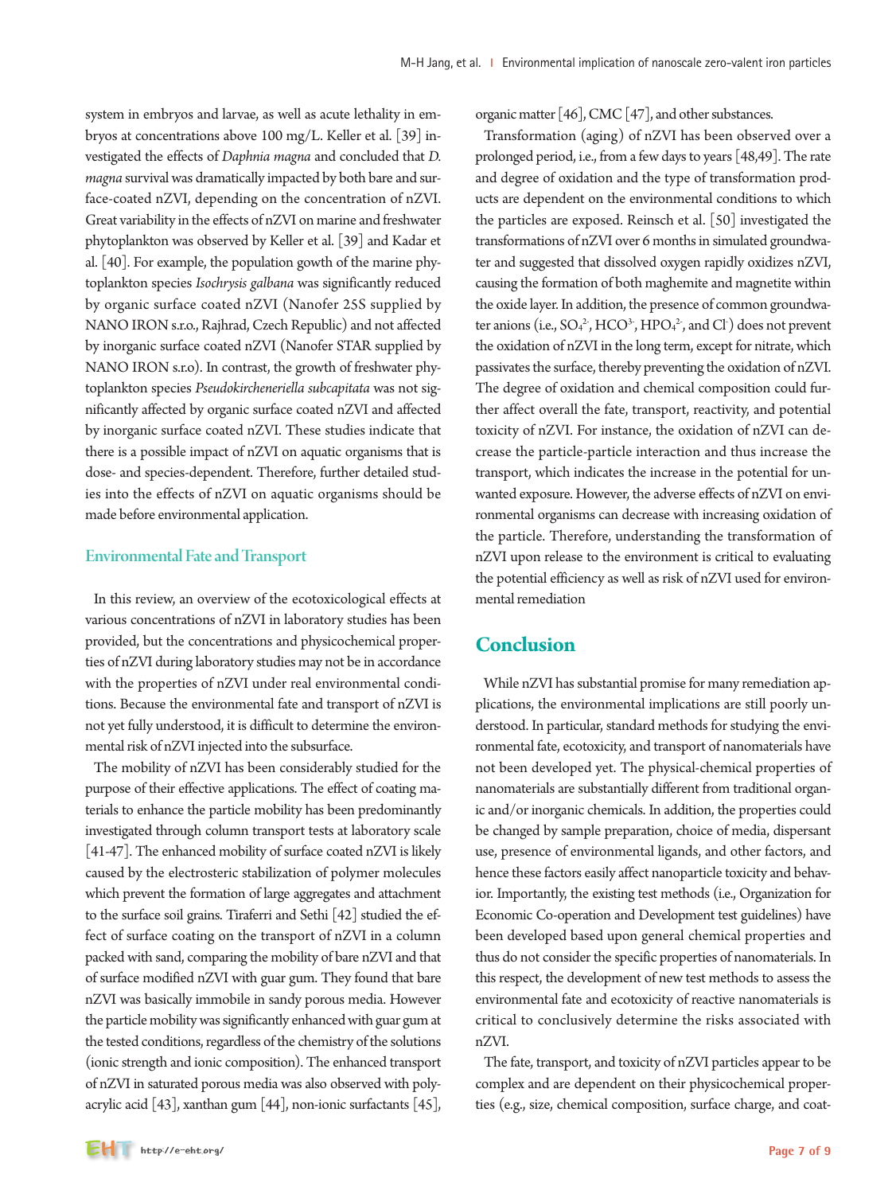system in embryos and larvae, as well as acute lethality in embryos at concentrations above 100 mg/L. Keller et al. [39] investigated the effects of *Daphnia magna* and concluded that *D. magna* survival was dramatically impacted by both bare and surface-coated nZVI, depending on the concentration of nZVI. Great variability in the effects of nZVI on marine and freshwater phytoplankton was observed by Keller et al. [39] and Kadar et al. [40]. For example, the population gowth of the marine phytoplankton species *Isochrysis galbana* was significantly reduced by organic surface coated nZVI (Nanofer 25S supplied by NANO IRON s.r.o., Rajhrad, Czech Republic) and not affected by inorganic surface coated nZVI (Nanofer STAR supplied by NANO IRON s.r.o). In contrast, the growth of freshwater phytoplankton species *Pseudokirchenereilla subcapitata* was not significantly affected by organic surface coated nZVI and affected by inorganic surface coated nZVI. These studies indicate that there is a possible impact of nZVI on aquatic organisms that is dose- and species-dependent. Therefore, further detailed studies into the effects of nZVI on aquatic organisms should be made before environmental application.

### Environmental Fate and Transport

In this review, an overview of the ecotoxicological effects at various concentrations of nZVI in laboratory studies has been provided, but the concentrations and physicochemical properties of nZVI during laboratory studies may not be in accordance with the properties of nZVI under real environmental conditions. Because the environmental fate and transport of nZVI is not yet fully understood, it is difficult to determine the environmental risk of nZVI injected into the subsurface.

The mobility of nZVI has been considerably studied for the purpose of their effective applications. The effect of coating materials to enhance the particle mobility has been predominantly investigated through column transport tests at laboratory scale [41-47]. The enhanced mobility of surface coated nZVI is likely caused by the electrosteric stabilization of polymer molecules which prevent the formation of large aggregates and attachment to the surface soil grains. Tiraferri and Sethi [42] studied the effect of surface coating on the transport of nZVI in a column packed with sand, comparing the mobility of bare nZVI and that of surface modified nZVI with guar gum. They found that bare nZVI was basically immobile in sandy porous media. However the particle mobility was significantly enhanced with guar gum at the tested conditions, regardless of the chemistry of the solutions (ionic strength and ionic composition). The enhanced transport of nZVI in saturated porous media was also observed with polyacrylic acid [43], xanthan gum [44], non-ionic surfactants [45], organic matter [46], CMC [47], and other substances.

Transformation (aging) of nZVI has been observed over a prolonged period, i.e., from a few days to years [48,49]. The rate and degree of oxidation and the type of transformation products are dependent on the environmental conditions to which the particles are exposed. Reinsch et al. [50] investigated the transformations of nZVI over 6 months in simulated groundwater and suggested that dissolved oxygen rapidly oxidizes nZVI, causing the formation of both maghemite and magnetite within the oxide layer. In addition, the presence of common groundwater anions (i.e., $SO_4^{2-}$, $HCO^{3-}$, $HPO_4^{2-}$, and $Cl^-$) does not prevent the oxidation of nZVI in the long term, except for nitrate, which passivates the surface, thereby preventing the oxidation of nZVI. The degree of oxidation and chemical composition could further affect overall the fate, transport, reactivity, and potential toxicity of nZVI. For instance, the oxidation of nZVI can decrease the particle-particle interaction and thus increase the transport, which indicates the increase in the potential for unwanted exposure. However, the adverse effects of nZVI on environmental organisms can decrease with increasing oxidation of the particle. Therefore, understanding the transformation of nZVI upon release to the environment is critical to evaluating the potential efficiency as well as risk of nZVI used for environmental remediation

## Conclusion

While nZVI has substantial promise for many remediation applications, the environmental implications are still poorly understood. In particular, standard methods for studying the environmental fate, ecotoxicity, and transport of nanomaterials have not been developed yet. The physical-chemical properties of nanomaterials are substantially different from traditional organic and/or inorganic chemicals. In addition, the properties could be changed by sample preparation, choice of media, dispersant use, presence of environmental ligands, and other factors, and hence these factors easily affect nanoparticle toxicity and behavior. Importantly, the existing test methods (i.e., Organization for Economic Co-operation and Development test guidelines) have been developed based upon general chemical properties and thus do not consider the specific properties of nanomaterials. In this respect, the development of new test methods to assess the environmental fate and ecotoxicity of reactive nanomaterials is critical to conclusively determine the risks associated with nZVI.

The fate, transport, and toxicity of nZVI particles appear to be complex and are dependent on their physicochemical properties (e.g., size, chemical composition, surface charge, and coat-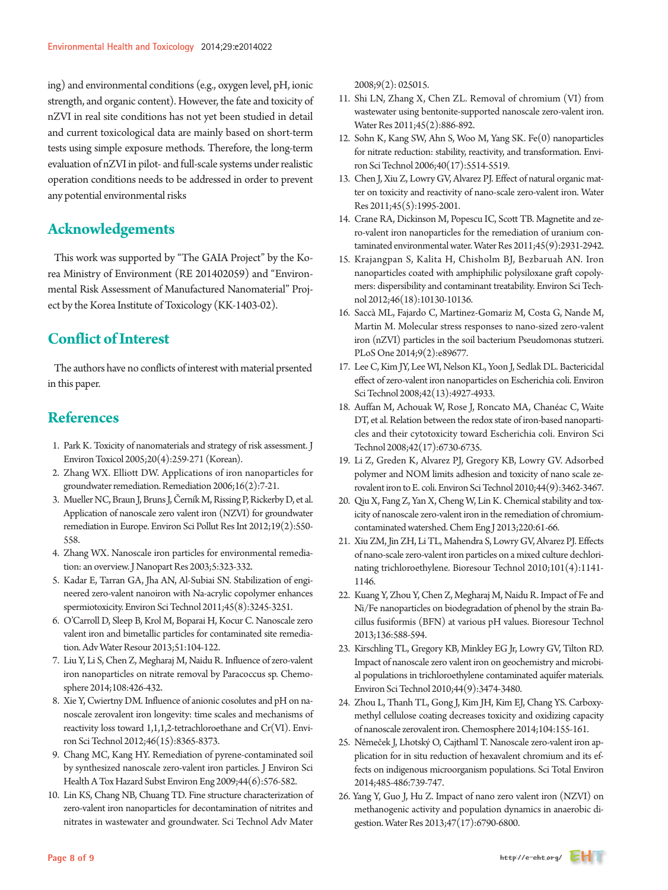ing) and environmental conditions (e.g., oxygen level, pH, ionic strength, and organic content). However, the fate and toxicity of nZVI in real site conditions has not yet been studied in detail and current toxicological data are mainly based on short-term tests using simple exposure methods. Therefore, the long-term evaluation of nZVI in pilot- and full-scale systems under realistic operation conditions needs to be addressed in order to prevent any potential environmental risks

## Acknowledgements

This work was supported by "The GAIA Project" by the Korea Ministry of Environment (RE 201402059) and "Environmental Risk Assessment of Manufactured Nanomaterial" Project by the Korea Institute of Toxicology (KK-1403-02).

## Conflict of Interest

The authors have no conflicts of interest with material prsented in this paper.

## References

1. Park K. Toxicity of nanomaterials and strategy of risk assessment. J Environ Toxicol 2005;20(4):259-271 (Korean).
2. Zhang WX. Elliott DW. Applications of iron nanoparticles for groundwater remediation. Remediation 2006;16(2):7-21.
3. Mueller NC, Braun J, Bruns J, Černík M, Rissing P, Rickerby D, et al. Application of nanoscale zero valent iron (NZVI) for groundwater remediation in Europe. Environ Sci Pollut Res Int 2012;19(2):550-558.
4. Zhang WX. Nanoscale iron particles for environmental remediation: an overview. J Nanopart Res 2003;5:323-332.
5. Kadar E, Tarran GA, Jha AN, Al-Subiai SN. Stabilization of engineered zero-valent nanoiron with Na-acrylic copolymer enhances spermiotoxicity. Environ Sci Technol 2011;45(8):3245-3251.
6. O'Carroll D, Sleep B, Krol M, Boparai H, Kocur C. Nanoscale zero valent iron and bimetallic particles for contaminated site remediation. Adv Water Resour 2013;51:104-122.
7. Liu Y, Li S, Chen Z, Megharaj M, Naidu R. Influence of zero-valent iron nanoparticles on nitrate removal by Paracoccus sp. Chemosphere 2014;108:426-432.
8. Xie Y, Cwiertny DM. Influence of anionic cosolutes and pH on nanoscale zerovalent iron longevity: time scales and mechanisms of reactivity loss toward 1,1,1,2-tetrachloroethane and Cr(VI). Environ Sci Technol 2012;46(15):8365-8373.
9. Chang MC, Kang HY. Remediation of pyrene-contaminated soil by synthesized nanoscale zero-valent iron particles. J Environ Sci Health A Tox Hazard Subst Environ Eng 2009;44(6):576-582.
10. Lin KS, Chang NB, Chuang TD. Fine structure characterization of zero-valent iron nanoparticles for decontamination of nitrites and nitrates in wastewater and groundwater. Sci Technol Adv Mater 2008;9(2): 025015.
11. Shi LN, Zhang X, Chen ZL. Removal of chromium (VI) from wastewater using bentonite-supported nanoscale zero-valent iron. Water Res 2011;45(2):886-892.
12. Sohn K, Kang SW, Ahn S, Woo M, Yang SK. Fe(0) nanoparticles for nitrate reduction: stability, reactivity, and transformation. Environ Sci Technol 2006;40(17):5514-5519.
13. Chen J, Xiu Z, Lowry GV, Alvarez PJ. Effect of natural organic matter on toxicity and reactivity of nano-scale zero-valent iron. Water Res 2011;45(5):1995-2001.
14. Crane RA, Dickinson M, Popescu IC, Scott TB. Magnetite and zero-valent iron nanoparticles for the remediation of uranium contaminated environmental water. Water Res 2011;45(9):2931-2942.
15. Krajangpan S, Kalita H, Chisholm BJ, Bezbaruah AN. Iron nanoparticles coated with amphiphilic polysiloxane graft copolymers: dispersibility and contaminant treatability. Environ Sci Technol 2012;46(18):10130-10136.
16. Saccà ML, Fajardo C, Martinez-Gomariz M, Costa G, Nande M, Martin M. Molecular stress responses to nano-sized zero-valent iron (nZVI) particles in the soil bacterium Pseudomonas stutzeri. PLoS One 2014;9(2):e89677.
17. Lee C, Kim JY, Lee WI, Nelson KL, Yoon J, Sedlak DL. Bactericidal effect of zero-valent iron nanoparticles on Escherichia coli. Environ Sci Technol 2008;42(13):4927-4933.
18. Auffan M, Achouak W, Rose J, Roncato MA, Chanéac C, Waite DT, et al. Relation between the redox state of iron-based nanoparticles and their cytotoxicity toward Escherichia coli. Environ Sci Technol 2008;42(17):6730-6735.
19. Li Z, Greden K, Alvarez PJ, Gregory KB, Lowry GV. Adsorbed polymer and NOM limits adhesion and toxicity of nano scale zerovalent iron to E. coli. Environ Sci Technol 2010;44(9):3462-3467.
20. Qiu X, Fang Z, Yan X, Cheng W, Lin K. Chemical stability and toxicity of nanoscale zero-valent iron in the remediation of chromium-contaminated watershed. Chem Eng J 2013;220:61-66.
21. Xiu ZM, Jin ZH, Li TL, Mahendra S, Lowry GV, Alvarez PJ. Effects of nano-scale zero-valent iron particles on a mixed culture dechlorinating trichloroethylene. Bioresour Technol 2010;101(4):1141-1146.
22. Kuang Y, Zhou Y, Chen Z, Megharaj M, Naidu R. Impact of Fe and Ni/Fe nanoparticles on biodegradation of phenol by the strain Bacillus fusiformis (BFN) at various pH values. Bioresour Technol 2013;136:588-594.
23. Kirschling TL, Gregory KB, Minkley EG Jr, Lowry GV, Tilton RD. Impact of nanoscale zero valent iron on geochemistry and microbial populations in trichloroethylene contaminated aquifer materials. Environ Sci Technol 2010;44(9):3474-3480.
24. Zhou L, Thanh TL, Gong J, Kim JH, Kim EJ, Chang YS. Carboxymethyl cellulose coating decreases toxicity and oxidizing capacity of nanoscale zerovalent iron. Chemosphere 2014;104:155-161.
25. Němeček J, Lhotský O, Cajthaml T. Nanoscale zero-valent iron application for in situ reduction of hexavalent chromium and its effects on indigenous microorganism populations. Sci Total Environ 2014;485-486:739-747.
26. Yang Y, Guo J, Hu Z. Impact of nano zero valent iron (NZVI) on methanogenic activity and population dynamics in anaerobic digestion. Water Res 2013;47(17):6790-6800.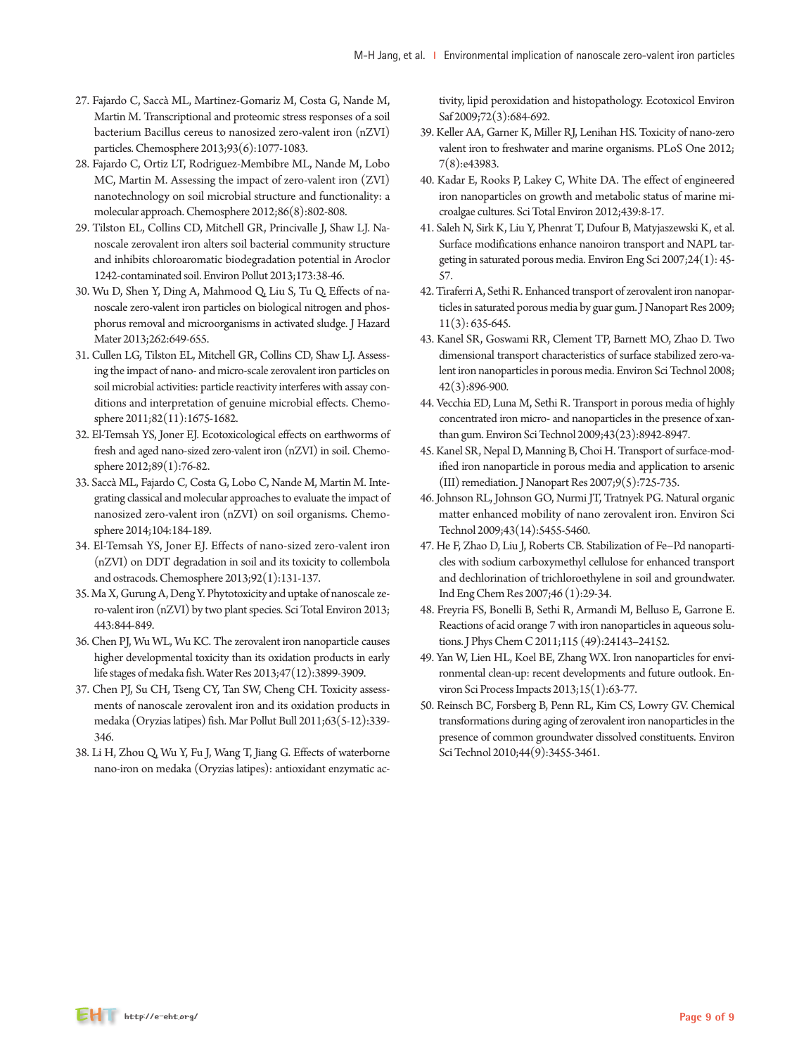27. Fajardo C, Saccà ML, Martinez-Gomariz M, Costa G, Nande M, Martin M. Transcriptional and proteomic stress responses of a soil bacterium Bacillus cereus to nanosized zero-valent iron (nZVI) particles. Chemosphere 2013;93(6):1077-1083.
28. Fajardo C, Ortiz LT, Rodriguez-Membibre ML, Nande M, Lobo MC, Martin M. Assessing the impact of zero-valent iron (ZVI) nanotechnology on soil microbial structure and functionality: a molecular approach. Chemosphere 2012;86(8):802-808.
29. Tilston EL, Collins CD, Mitchell GR, Princivalle J, Shaw LJ. Nanoscale zerovalent iron alters soil bacterial community structure and inhibits chloroaromatic biodegradation potential in Aroclor 1242-contaminated soil. Environ Pollut 2013;173:38-46.
30. Wu D, Shen Y, Ding A, Mahmood Q, Liu S, Tu Q. Effects of nanoscale zero-valent iron particles on biological nitrogen and phosphorus removal and microorganisms in activated sludge. J Hazard Mater 2013;262:649-655.
31. Cullen LG, Tilston EL, Mitchell GR, Collins CD, Shaw LJ. Assessing the impact of nano- and micro-scale zerovalent iron particles on soil microbial activities: particle reactivity interferes with assay conditions and interpretation of genuine microbial effects. Chemosphere 2011;82(11):1675-1682.
32. El-Temsah YS, Joner EJ. Ecotoxicological effects on earthworms of fresh and aged nano-sized zero-valent iron (nZVI) in soil. Chemosphere 2012;89(1):76-82.
33. Saccà ML, Fajardo C, Costa G, Lobo C, Nande M, Martin M. Integrating classical and molecular approaches to evaluate the impact of nanosized zero-valent iron (nZVI) on soil organisms. Chemosphere 2014;104:184-189.
34. El-Temsah YS, Joner EJ. Effects of nano-sized zero-valent iron (nZVI) on DDT degradation in soil and its toxicity to collembola and ostracods. Chemosphere 2013;92(1):131-137.
35. Ma X, Gurung A, Deng Y. Phytotoxicity and uptake of nanoscale zero-valent iron (nZVI) by two plant species. Sci Total Environ 2013; 443:844-849.
36. Chen PJ, Wu WL, Wu KC. The zerovalent iron nanoparticle causes higher developmental toxicity than its oxidation products in early life stages of medaka fish. Water Res 2013;47(12):3899-3909.
37. Chen PJ, Su CH, Tseng CY, Tan SW, Cheng CH. Toxicity assessments of nanoscale zerovalent iron and its oxidation products in medaka (Oryzias latipes) fish. Mar Pollut Bull 2011;63(5-12):339-346.
38. Li H, Zhou Q, Wu Y, Fu J, Wang T, Jiang G. Effects of waterborne nano-iron on medaka (Oryzias latipes): antioxidant enzymatic activity, lipid peroxidation and histopathology. Ecotoxicol Environ Saf 2009;72(3):684-692.
39. Keller AA, Garner K, Miller RJ, Lenihan HS. Toxicity of nano-zero valent iron to freshwater and marine organisms. PLoS One 2012; 7(8):e43983.
40. Kadar E, Rooks P, Lakey C, White DA. The effect of engineered iron nanoparticles on growth and metabolic status of marine microalgae cultures. Sci Total Environ 2012;439:8-17.
41. Saleh N, Sirk K, Liu Y, Phenrat T, Dufour B, Matyjaszewski K, et al. Surface modifications enhance nanoiron transport and NAPL targeting in saturated porous media. Environ Eng Sci 2007;24(1): 45-57.
42. Tiraferri A, Sethi R. Enhanced transport of zerovalent iron nanoparticles in saturated porous media by guar gum. J Nanopart Res 2009; 11(3): 635-645.
43. Kanel SR, Goswami RR, Clement TP, Barnett MO, Zhao D. Two dimensional transport characteristics of surface stabilized zero-valent iron nanoparticles in porous media. Environ Sci Technol 2008; 42(3):896-900.
44. Vecchia ED, Luna M, Sethi R. Transport in porous media of highly concentrated iron micro- and nanoparticles in the presence of xanthan gum. Environ Sci Technol 2009;43(23):8942-8947.
45. Kanel SR, Nepal D, Manning B, Choi H. Transport of surface-modified iron nanoparticle in porous media and application to arsenic (III) remediation. J Nanopart Res 2007;9(5):725-735.
46. Johnson RL, Johnson GO, Nurmi JT, Tratnyek PG. Natural organic matter enhanced mobility of nano zerovalent iron. Environ Sci Technol 2009;43(14):5455-5460.
47. He F, Zhao D, Liu J, Roberts CB. Stabilization of Fe–Pd nanoparticles with sodium carboxymethyl cellulose for enhanced transport and dechlorination of trichloroethylene in soil and groundwater. Ind Eng Chem Res 2007;46 (1):29-34.
48. Freyria FS, Bonelli B, Sethi R, Armandi M, Belluso E, Garrone E. Reactions of acid orange 7 with iron nanoparticles in aqueous solutions. J Phys Chem C 2011;115 (49):24143–24152.
49. Yan W, Lien HL, Koel BE, Zhang WX. Iron nanoparticles for environmental clean-up: recent developments and future outlook. Environ Sci Process Impacts 2013;15(1):63-77.
50. Reinsch BC, Forsberg B, Penn RL, Kim CS, Lowry GV. Chemical transformations during aging of zerovalent iron nanoparticles in the presence of common groundwater dissolved constituents. Environ Sci Technol 2010;44(9):3455-3461.